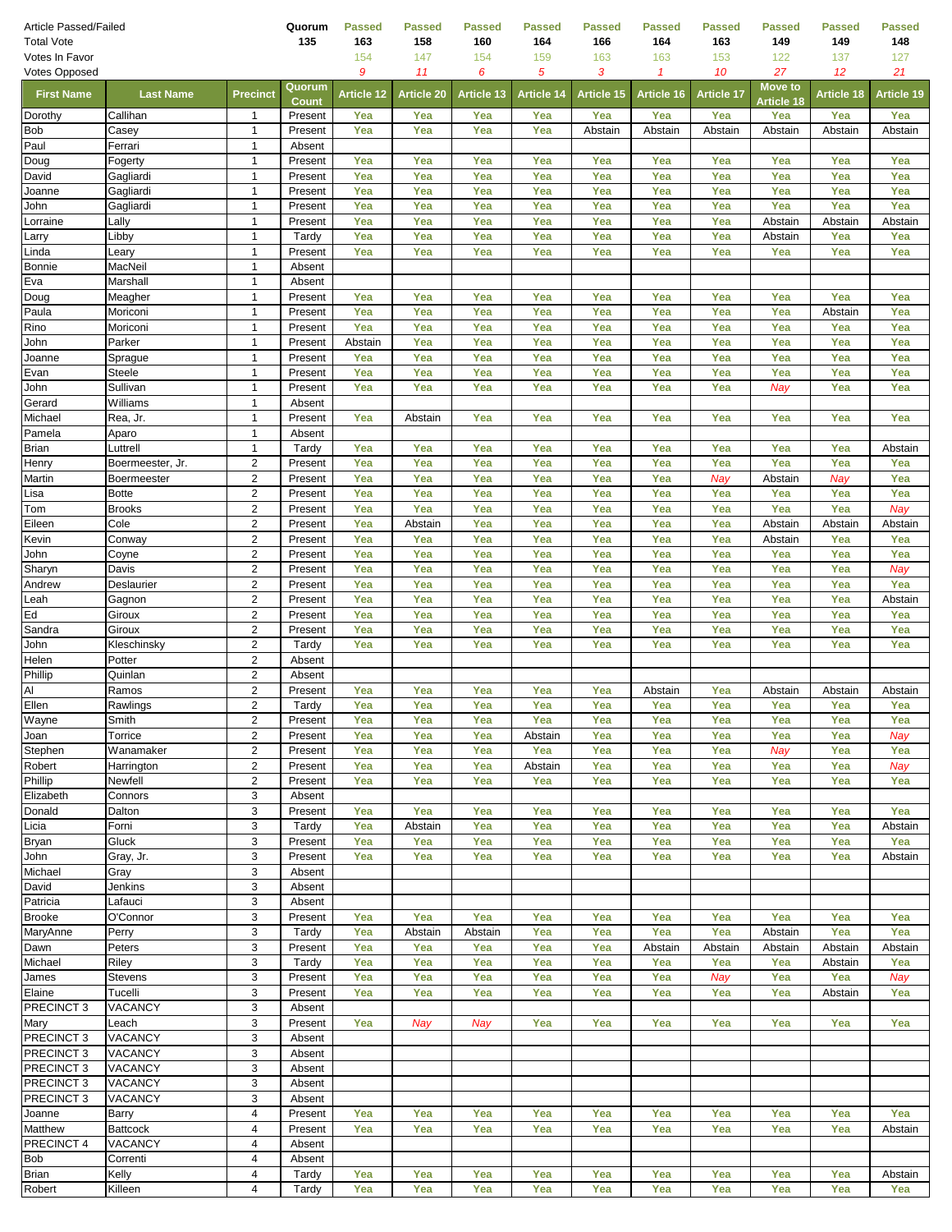| Article Passed/Failed | | | Quorum | Passed | Passed | Passed | Passed | Passed | Passed | Passed | Passed | Passed | Passed |
|---|---|---|---|---|---|---|---|---|---|---|---|---|---|
| Total Vote | | | 135 | 163 | 158 | 160 | 164 | 166 | 164 | 163 | 149 | 149 | 148 |
| Votes In Favor | | | | 154 | 147 | 154 | 159 | 163 | 163 | 153 | 122 | 137 | 127 |
| Votes Opposed | | | | 9 | 11 | 6 | 5 | 3 | 1 | 10 | 27 | 12 | 21 |
| **First Name** | **Last Name** | **Precinct** | **Quorum Count** | **Article 12** | **Article 20** | **Article 13** | **Article 14** | **Article 15** | **Article 16** | **Article 17** | **Move to Article 18** | **Article 18** | **Article 19** |
| Dorothy | Callihan | 1 | Present | Yea | Yea | Yea | Yea | Yea | Yea | Yea | Yea | Yea | Yea |
| Bob | Casey | 1 | Present | Yea | Yea | Yea | Yea | Abstain | Abstain | Abstain | Abstain | Abstain | Abstain |
| Paul | Ferrari | 1 | Absent | | | | | | | | | | |
| Doug | Fogerty | 1 | Present | Yea | Yea | Yea | Yea | Yea | Yea | Yea | Yea | Yea | Yea |
| David | Gagliardi | 1 | Present | Yea | Yea | Yea | Yea | Yea | Yea | Yea | Yea | Yea | Yea |
| Joanne | Gagliardi | 1 | Present | Yea | Yea | Yea | Yea | Yea | Yea | Yea | Yea | Yea | Yea |
| John | Gagliardi | 1 | Present | Yea | Yea | Yea | Yea | Yea | Yea | Yea | Yea | Yea | Yea |
| Lorraine | Lally | 1 | Present | Yea | Yea | Yea | Yea | Yea | Yea | Yea | Abstain | Abstain | Abstain |
| Larry | Libby | 1 | Tardy | Yea | Yea | Yea | Yea | Yea | Yea | Yea | Abstain | Yea | Yea |
| Linda | Leary | 1 | Present | Yea | Yea | Yea | Yea | Yea | Yea | Yea | Yea | Yea | Yea |
| Bonnie | MacNeil | 1 | Absent | | | | | | | | | | |
| Eva | Marshall | 1 | Absent | | | | | | | | | | |
| Doug | Meagher | 1 | Present | Yea | Yea | Yea | Yea | Yea | Yea | Yea | Yea | Yea | Yea |
| Paula | Moriconi | 1 | Present | Yea | Yea | Yea | Yea | Yea | Yea | Yea | Yea | Abstain | Yea |
| Rino | Moriconi | 1 | Present | Yea | Yea | Yea | Yea | Yea | Yea | Yea | Yea | Yea | Yea |
| John | Parker | 1 | Present | Abstain | Yea | Yea | Yea | Yea | Yea | Yea | Yea | Yea | Yea |
| Joanne | Sprague | 1 | Present | Yea | Yea | Yea | Yea | Yea | Yea | Yea | Yea | Yea | Yea |
| Evan | Steele | 1 | Present | Yea | Yea | Yea | Yea | Yea | Yea | Yea | Yea | Yea | Yea |
| John | Sullivan | 1 | Present | Yea | Yea | Yea | Yea | Yea | Yea | Yea | Nay | Yea | Yea |
| Gerard | Williams | 1 | Absent | | | | | | | | | | |
| Michael | Rea, Jr. | 1 | Present | Yea | Abstain | Yea | Yea | Yea | Yea | Yea | Yea | Yea | Yea |
| Pamela | Aparo | 1 | Absent | | | | | | | | | | |
| Brian | Luttrell | 1 | Tardy | Yea | Yea | Yea | Yea | Yea | Yea | Yea | Yea | Yea | Abstain |
| Henry | Boermeester, Jr. | 2 | Present | Yea | Yea | Yea | Yea | Yea | Yea | Yea | Yea | Yea | Yea |
| Martin | Boermeester | 2 | Present | Yea | Yea | Yea | Yea | Yea | Yea | Nay | Abstain | Nay | Yea |
| Lisa | Botte | 2 | Present | Yea | Yea | Yea | Yea | Yea | Yea | Yea | Yea | Yea | Yea |
| Tom | Brooks | 2 | Present | Yea | Yea | Yea | Yea | Yea | Yea | Yea | Yea | Yea | Nay |
| Eileen | Cole | 2 | Present | Yea | Abstain | Yea | Yea | Yea | Yea | Yea | Abstain | Abstain | Abstain |
| Kevin | Conway | 2 | Present | Yea | Yea | Yea | Yea | Yea | Yea | Yea | Abstain | Yea | Yea |
| John | Coyne | 2 | Present | Yea | Yea | Yea | Yea | Yea | Yea | Yea | Yea | Yea | Yea |
| Sharyn | Davis | 2 | Present | Yea | Yea | Yea | Yea | Yea | Yea | Yea | Yea | Yea | Nay |
| Andrew | Deslaurier | 2 | Present | Yea | Yea | Yea | Yea | Yea | Yea | Yea | Yea | Yea | Yea |
| Leah | Gagnon | 2 | Present | Yea | Yea | Yea | Yea | Yea | Yea | Yea | Yea | Yea | Abstain |
| Ed | Giroux | 2 | Present | Yea | Yea | Yea | Yea | Yea | Yea | Yea | Yea | Yea | Yea |
| Sandra | Giroux | 2 | Present | Yea | Yea | Yea | Yea | Yea | Yea | Yea | Yea | Yea | Yea |
| John | Kleschinsky | 2 | Tardy | Yea | Yea | Yea | Yea | Yea | Yea | Yea | Yea | Yea | Yea |
| Helen | Potter | 2 | Absent | | | | | | | | | | |
| Phillip | Quinlan | 2 | Absent | | | | | | | | | | |
| Al | Ramos | 2 | Present | Yea | Yea | Yea | Yea | Yea | Abstain | Yea | Abstain | Abstain | Abstain |
| Ellen | Rawlings | 2 | Tardy | Yea | Yea | Yea | Yea | Yea | Yea | Yea | Yea | Yea | Yea |
| Wayne | Smith | 2 | Present | Yea | Yea | Yea | Yea | Yea | Yea | Yea | Yea | Yea | Yea |
| Joan | Torrice | 2 | Present | Yea | Yea | Yea | Abstain | Yea | Yea | Yea | Yea | Yea | Nay |
| Stephen | Wanamaker | 2 | Present | Yea | Yea | Yea | Yea | Yea | Yea | Yea | Nay | Yea | Yea |
| Robert | Harrington | 2 | Present | Yea | Yea | Yea | Abstain | Yea | Yea | Yea | Yea | Yea | Nay |
| Phillip | Newfell | 2 | Present | Yea | Yea | Yea | Yea | Yea | Yea | Yea | Yea | Yea | Yea |
| Elizabeth | Connors | 3 | Absent | | | | | | | | | | |
| Donald | Dalton | 3 | Present | Yea | Yea | Yea | Yea | Yea | Yea | Yea | Yea | Yea | Yea |
| Licia | Forni | 3 | Tardy | Yea | Abstain | Yea | Yea | Yea | Yea | Yea | Yea | Yea | Abstain |
| Bryan | Gluck | 3 | Present | Yea | Yea | Yea | Yea | Yea | Yea | Yea | Yea | Yea | Yea |
| John | Gray, Jr. | 3 | Present | Yea | Yea | Yea | Yea | Yea | Yea | Yea | Yea | Yea | Abstain |
| Michael | Gray | 3 | Absent | | | | | | | | | | |
| David | Jenkins | 3 | Absent | | | | | | | | | | |
| Patricia | Lafauci | 3 | Absent | | | | | | | | | | |
| Brooke | O'Connor | 3 | Present | Yea | Yea | Yea | Yea | Yea | Yea | Yea | Yea | Yea | Yea |
| MaryAnne | Perry | 3 | Tardy | Yea | Abstain | Abstain | Yea | Yea | Yea | Yea | Abstain | Yea | Yea |
| Dawn | Peters | 3 | Present | Yea | Yea | Yea | Yea | Yea | Abstain | Abstain | Abstain | Abstain | Abstain |
| Michael | Riley | 3 | Tardy | Yea | Yea | Yea | Yea | Yea | Yea | Yea | Yea | Abstain | Yea |
| James | Stevens | 3 | Present | Yea | Yea | Yea | Yea | Yea | Yea | Nay | Yea | Yea | Nay |
| Elaine | Tucelli | 3 | Present | Yea | Yea | Yea | Yea | Yea | Yea | Yea | Yea | Abstain | Yea |
| PRECINCT 3 | VACANCY | 3 | Absent | | | | | | | | | | |
| Mary | Leach | 3 | Present | Yea | Nay | Nay | Yea | Yea | Yea | Yea | Yea | Yea | Yea |
| PRECINCT 3 | VACANCY | 3 | Absent | | | | | | | | | | |
| PRECINCT 3 | VACANCY | 3 | Absent | | | | | | | | | | |
| PRECINCT 3 | VACANCY | 3 | Absent | | | | | | | | | | |
| PRECINCT 3 | VACANCY | 3 | Absent | | | | | | | | | | |
| PRECINCT 3 | VACANCY | 3 | Absent | | | | | | | | | | |
| Joanne | Barry | 4 | Present | Yea | Yea | Yea | Yea | Yea | Yea | Yea | Yea | Yea | Yea |
| Matthew | Battcock | 4 | Present | Yea | Yea | Yea | Yea | Yea | Yea | Yea | Yea | Yea | Abstain |
| PRECINCT 4 | VACANCY | 4 | Absent | | | | | | | | | | |
| Bob | Correnti | 4 | Absent | | | | | | | | | | |
| Brian | Kelly | 4 | Tardy | Yea | Yea | Yea | Yea | Yea | Yea | Yea | Yea | Yea | Abstain |
| Robert | Killeen | 4 | Tardy | Yea | Yea | Yea | Yea | Yea | Yea | Yea | Yea | Yea | Yea |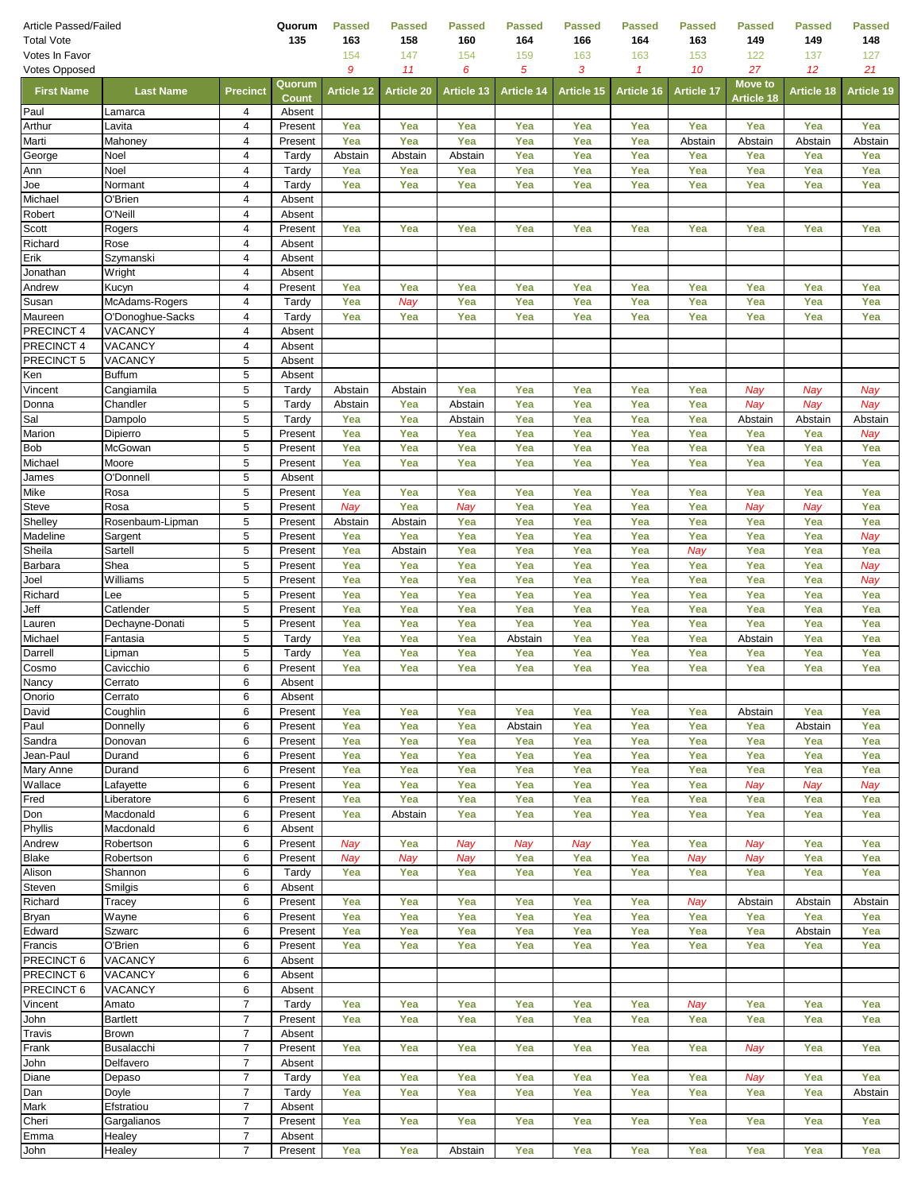| Article Passed/Failed | | | Quorum | Passed | Passed | Passed | Passed | Passed | Passed | Passed | Passed | Passed | Passed |
|---|---|---|---|---|---|---|---|---|---|---|---|---|---|
| Total Vote | | | 135 | 163 | 158 | 160 | 164 | 166 | 164 | 163 | 149 | 149 | 148 |
| Votes In Favor | | | | 154 | 147 | 154 | 159 | 163 | 163 | 153 | 122 | 137 | 127 |
| Votes Opposed | | | | 9 | 11 | 6 | 5 | 3 | 1 | 10 | 27 | 12 | 21 |
| **First Name** | **Last Name** | **Precinct** | **Quorum Count** | **Article 12** | **Article 20** | **Article 13** | **Article 14** | **Article 15** | **Article 16** | **Article 17** | **Move to Article 18** | **Article 18** | **Article 19** |
| Paul | Lamarca | 4 | Absent | | | | | | | | | | |
| Arthur | Lavita | 4 | Present | Yea | Yea | Yea | Yea | Yea | Yea | Yea | Yea | Yea | Yea |
| Marti | Mahoney | 4 | Present | Yea | Yea | Yea | Yea | Yea | Yea | Abstain | Abstain | Abstain | Abstain |
| George | Noel | 4 | Tardy | Abstain | Abstain | Abstain | Yea | Yea | Yea | Yea | Yea | Yea | Yea |
| Ann | Noel | 4 | Tardy | Yea | Yea | Yea | Yea | Yea | Yea | Yea | Yea | Yea | Yea |
| Joe | Normant | 4 | Tardy | Yea | Yea | Yea | Yea | Yea | Yea | Yea | Yea | Yea | Yea |
| Michael | O'Brien | 4 | Absent | | | | | | | | | | |
| Robert | O'Neill | 4 | Absent | | | | | | | | | | |
| Scott | Rogers | 4 | Present | Yea | Yea | Yea | Yea | Yea | Yea | Yea | Yea | Yea | Yea |
| Richard | Rose | 4 | Absent | | | | | | | | | | |
| Erik | Szymanski | 4 | Absent | | | | | | | | | | |
| Jonathan | Wright | 4 | Absent | | | | | | | | | | |
| Andrew | Kucyn | 4 | Present | Yea | Yea | Yea | Yea | Yea | Yea | Yea | Yea | Yea | Yea |
| Susan | McAdams-Rogers | 4 | Tardy | Yea | Nay | Yea | Yea | Yea | Yea | Yea | Yea | Yea | Yea |
| Maureen | O'Donoghue-Sacks | 4 | Tardy | Yea | Yea | Yea | Yea | Yea | Yea | Yea | Yea | Yea | Yea |
| PRECINCT 4 | VACANCY | 4 | Absent | | | | | | | | | | |
| PRECINCT 4 | VACANCY | 4 | Absent | | | | | | | | | | |
| PRECINCT 5 | VACANCY | 5 | Absent | | | | | | | | | | |
| Ken | Buffum | 5 | Absent | | | | | | | | | | |
| Vincent | Cangiamila | 5 | Tardy | Abstain | Abstain | Yea | Yea | Yea | Yea | Yea | Nay | Nay | Nay |
| Donna | Chandler | 5 | Tardy | Abstain | Yea | Abstain | Yea | Yea | Yea | Yea | Nay | Nay | Nay |
| Sal | Dampolo | 5 | Tardy | Yea | Yea | Abstain | Yea | Yea | Yea | Yea | Abstain | Abstain | Abstain |
| Marion | Dipierro | 5 | Present | Yea | Yea | Yea | Yea | Yea | Yea | Yea | Yea | Yea | Nay |
| Bob | McGowan | 5 | Present | Yea | Yea | Yea | Yea | Yea | Yea | Yea | Yea | Yea | Yea |
| Michael | Moore | 5 | Present | Yea | Yea | Yea | Yea | Yea | Yea | Yea | Yea | Yea | Yea |
| James | O'Donnell | 5 | Absent | | | | | | | | | | |
| Mike | Rosa | 5 | Present | Yea | Yea | Yea | Yea | Yea | Yea | Yea | Yea | Yea | Yea |
| Steve | Rosa | 5 | Present | Nay | Yea | Nay | Yea | Yea | Yea | Yea | Nay | Nay | Yea |
| Shelley | Rosenbaum-Lipman | 5 | Present | Abstain | Abstain | Yea | Yea | Yea | Yea | Yea | Yea | Yea | Yea |
| Madeline | Sargent | 5 | Present | Yea | Yea | Yea | Yea | Yea | Yea | Yea | Yea | Yea | Nay |
| Sheila | Sartell | 5 | Present | Yea | Abstain | Yea | Yea | Yea | Yea | Nay | Yea | Yea | Yea |
| Barbara | Shea | 5 | Present | Yea | Yea | Yea | Yea | Yea | Yea | Yea | Yea | Yea | Nay |
| Joel | Williams | 5 | Present | Yea | Yea | Yea | Yea | Yea | Yea | Yea | Yea | Yea | Nay |
| Richard | Lee | 5 | Present | Yea | Yea | Yea | Yea | Yea | Yea | Yea | Yea | Yea | Yea |
| Jeff | Catlender | 5 | Present | Yea | Yea | Yea | Yea | Yea | Yea | Yea | Yea | Yea | Yea |
| Lauren | Dechayne-Donati | 5 | Present | Yea | Yea | Yea | Yea | Yea | Yea | Yea | Yea | Yea | Yea |
| Michael | Fantasia | 5 | Tardy | Yea | Yea | Yea | Abstain | Yea | Yea | Yea | Abstain | Yea | Yea |
| Darrell | Lipman | 5 | Tardy | Yea | Yea | Yea | Yea | Yea | Yea | Yea | Yea | Yea | Yea |
| Cosmo | Cavicchio | 6 | Present | Yea | Yea | Yea | Yea | Yea | Yea | Yea | Yea | Yea | Yea |
| Nancy | Cerrato | 6 | Absent | | | | | | | | | | |
| Onorio | Cerrato | 6 | Absent | | | | | | | | | | |
| David | Coughlin | 6 | Present | Yea | Yea | Yea | Yea | Yea | Yea | Yea | Abstain | Yea | Yea |
| Paul | Donnelly | 6 | Present | Yea | Yea | Yea | Abstain | Yea | Yea | Yea | Yea | Abstain | Yea |
| Sandra | Donovan | 6 | Present | Yea | Yea | Yea | Yea | Yea | Yea | Yea | Yea | Yea | Yea |
| Jean-Paul | Durand | 6 | Present | Yea | Yea | Yea | Yea | Yea | Yea | Yea | Yea | Yea | Yea |
| Mary Anne | Durand | 6 | Present | Yea | Yea | Yea | Yea | Yea | Yea | Yea | Yea | Yea | Yea |
| Wallace | Lafayette | 6 | Present | Yea | Yea | Yea | Yea | Yea | Yea | Yea | Nay | Nay | Nay |
| Fred | Liberatore | 6 | Present | Yea | Yea | Yea | Yea | Yea | Yea | Yea | Yea | Yea | Yea |
| Don | Macdonald | 6 | Present | Yea | Abstain | Yea | Yea | Yea | Yea | Yea | Yea | Yea | Yea |
| Phyllis | Macdonald | 6 | Absent | | | | | | | | | | |
| Andrew | Robertson | 6 | Present | Nay | Yea | Nay | Nay | Nay | Yea | Yea | Nay | Yea | Yea |
| Blake | Robertson | 6 | Present | Nay | Nay | Nay | Yea | Yea | Yea | Nay | Nay | Yea | Yea |
| Alison | Shannon | 6 | Tardy | Yea | Yea | Yea | Yea | Yea | Yea | Yea | Yea | Yea | Yea |
| Steven | Smilgis | 6 | Absent | | | | | | | | | | |
| Richard | Tracey | 6 | Present | Yea | Yea | Yea | Yea | Yea | Yea | Nay | Abstain | Abstain | Abstain |
| Bryan | Wayne | 6 | Present | Yea | Yea | Yea | Yea | Yea | Yea | Yea | Yea | Yea | Yea |
| Edward | Szwarc | 6 | Present | Yea | Yea | Yea | Yea | Yea | Yea | Yea | Yea | Abstain | Yea |
| Francis | O'Brien | 6 | Present | Yea | Yea | Yea | Yea | Yea | Yea | Yea | Yea | Yea | Yea |
| PRECINCT 6 | VACANCY | 6 | Absent | | | | | | | | | | |
| PRECINCT 6 | VACANCY | 6 | Absent | | | | | | | | | | |
| PRECINCT 6 | VACANCY | 6 | Absent | | | | | | | | | | |
| Vincent | Amato | 7 | Tardy | Yea | Yea | Yea | Yea | Yea | Yea | Nay | Yea | Yea | Yea |
| John | Bartlett | 7 | Present | Yea | Yea | Yea | Yea | Yea | Yea | Yea | Yea | Yea | Yea |
| Travis | Brown | 7 | Absent | | | | | | | | | | |
| Frank | Busalacchi | 7 | Present | Yea | Yea | Yea | Yea | Yea | Yea | Yea | Nay | Yea | Yea |
| John | Delfavero | 7 | Absent | | | | | | | | | | |
| Diane | Depaso | 7 | Tardy | Yea | Yea | Yea | Yea | Yea | Yea | Yea | Nay | Yea | Yea |
| Dan | Doyle | 7 | Tardy | Yea | Yea | Yea | Yea | Yea | Yea | Yea | Yea | Yea | Abstain |
| Mark | Efstratiou | 7 | Absent | | | | | | | | | | |
| Cheri | Gargalianos | 7 | Present | Yea | Yea | Yea | Yea | Yea | Yea | Yea | Yea | Yea | Yea |
| Emma | Healey | 7 | Absent | | | | | | | | | | |
| John | Healey | 7 | Present | Yea | Yea | Abstain | Yea | Yea | Yea | Yea | Yea | Yea | Yea |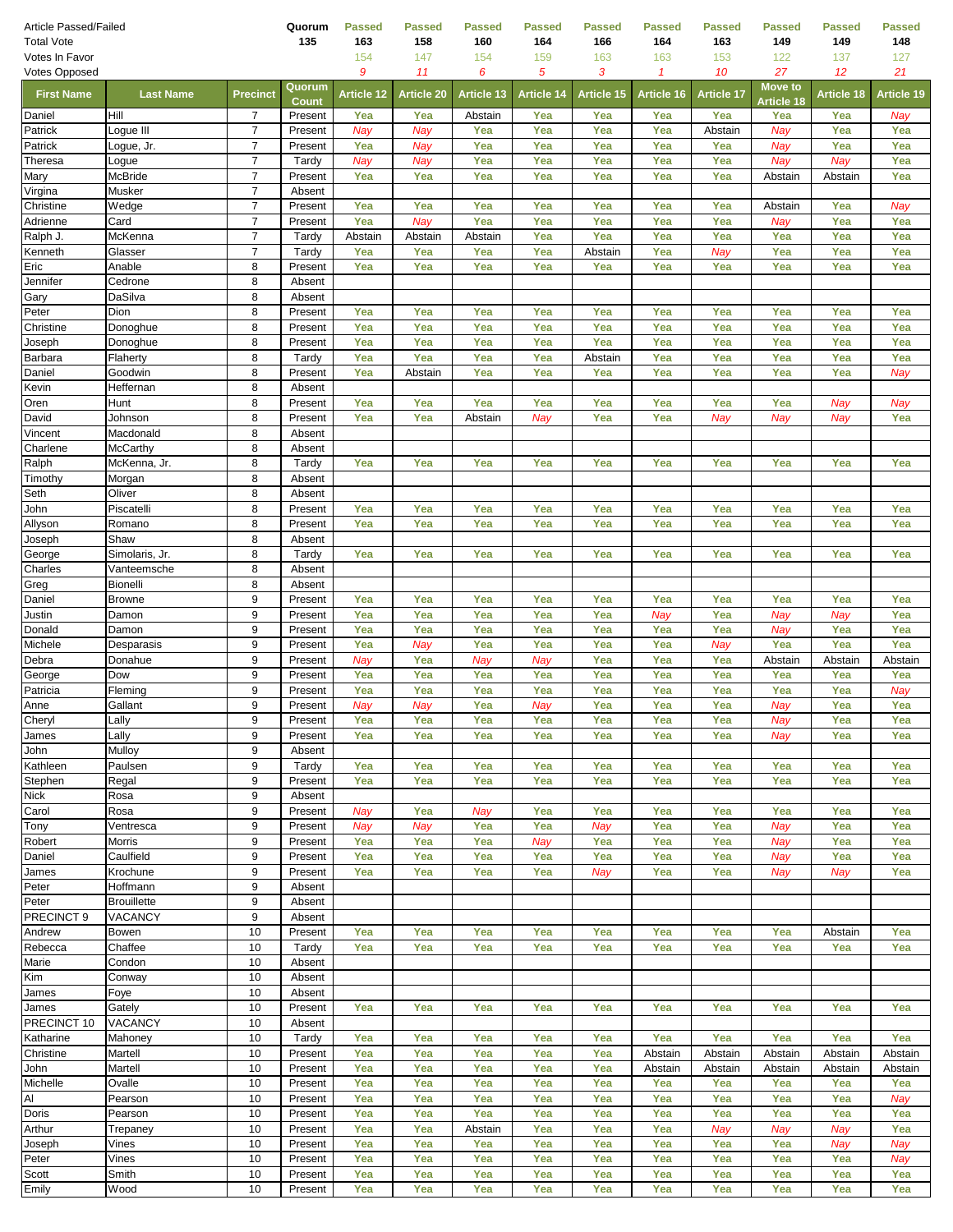| Article Passed/Failed | | | Quorum | Passed | Passed | Passed | Passed | Passed | Passed | Passed | Passed | Passed | Passed |
|---|---|---|---|---|---|---|---|---|---|---|---|---|---|
| Total Vote | | | 135 | 163 | 158 | 160 | 164 | 166 | 164 | 163 | 149 | 149 | 148 |
| Votes In Favor | | | | 154 | 147 | 154 | 159 | 163 | 163 | 153 | 122 | 137 | 127 |
| Votes Opposed | | | | 9 | 11 | 6 | 5 | 3 | 1 | 10 | 27 | 12 | 21 |
| **First Name** | **Last Name** | **Precinct** | **Quorum Count** | **Article 12** | **Article 20** | **Article 13** | **Article 14** | **Article 15** | **Article 16** | **Article 17** | **Move to Article 18** | **Article 18** | **Article 19** |
| Daniel | Hill | 7 | Present | Yea | Yea | Abstain | Yea | Yea | Yea | Yea | Yea | Yea | Nay |
| Patrick | Logue III | 7 | Present | Nay | Nay | Yea | Yea | Yea | Yea | Abstain | Nay | Yea | Yea |
| Patrick | Logue, Jr. | 7 | Present | Yea | Nay | Yea | Yea | Yea | Yea | Yea | Nay | Yea | Yea |
| Theresa | Logue | 7 | Tardy | Nay | Nay | Yea | Yea | Yea | Yea | Yea | Nay | Nay | Yea |
| Mary | McBride | 7 | Present | Yea | Yea | Yea | Yea | Yea | Yea | Yea | Abstain | Abstain | Yea |
| Virgina | Musker | 7 | Absent | | | | | | | | | | |
| Christine | Wedge | 7 | Present | Yea | Yea | Yea | Yea | Yea | Yea | Yea | Abstain | Yea | Nay |
| Adrienne | Card | 7 | Present | Yea | Nay | Yea | Yea | Yea | Yea | Yea | Nay | Yea | Yea |
| Ralph J. | McKenna | 7 | Tardy | Abstain | Abstain | Abstain | Yea | Yea | Yea | Yea | Yea | Yea | Yea |
| Kenneth | Glasser | 7 | Tardy | Yea | Yea | Yea | Yea | Abstain | Yea | Nay | Yea | Yea | Yea |
| Eric | Anable | 8 | Present | Yea | Yea | Yea | Yea | Yea | Yea | Yea | Yea | Yea | Yea |
| Jennifer | Cedrone | 8 | Absent | | | | | | | | | | |
| Gary | DaSilva | 8 | Absent | | | | | | | | | | |
| Peter | Dion | 8 | Present | Yea | Yea | Yea | Yea | Yea | Yea | Yea | Yea | Yea | Yea |
| Christine | Donoghue | 8 | Present | Yea | Yea | Yea | Yea | Yea | Yea | Yea | Yea | Yea | Yea |
| Joseph | Donoghue | 8 | Present | Yea | Yea | Yea | Yea | Yea | Yea | Yea | Yea | Yea | Yea |
| Barbara | Flaherty | 8 | Tardy | Yea | Yea | Yea | Yea | Abstain | Yea | Yea | Yea | Yea | Yea |
| Daniel | Goodwin | 8 | Present | Yea | Abstain | Yea | Yea | Yea | Yea | Yea | Yea | Yea | Nay |
| Kevin | Heffernan | 8 | Absent | | | | | | | | | | |
| Oren | Hunt | 8 | Present | Yea | Yea | Yea | Yea | Yea | Yea | Yea | Yea | Nay | Nay |
| David | Johnson | 8 | Present | Yea | Yea | Abstain | Nay | Yea | Yea | Nay | Nay | Nay | Yea |
| Vincent | Macdonald | 8 | Absent | | | | | | | | | | |
| Charlene | McCarthy | 8 | Absent | | | | | | | | | | |
| Ralph | McKenna, Jr. | 8 | Tardy | Yea | Yea | Yea | Yea | Yea | Yea | Yea | Yea | Yea | Yea |
| Timothy | Morgan | 8 | Absent | | | | | | | | | | |
| Seth | Oliver | 8 | Absent | | | | | | | | | | |
| John | Piscatelli | 8 | Present | Yea | Yea | Yea | Yea | Yea | Yea | Yea | Yea | Yea | Yea |
| Allyson | Romano | 8 | Present | Yea | Yea | Yea | Yea | Yea | Yea | Yea | Yea | Yea | Yea |
| Joseph | Shaw | 8 | Absent | | | | | | | | | | |
| George | Simolaris, Jr. | 8 | Tardy | Yea | Yea | Yea | Yea | Yea | Yea | Yea | Yea | Yea | Yea |
| Charles | Vanteemsche | 8 | Absent | | | | | | | | | | |
| Greg | Bionelli | 8 | Absent | | | | | | | | | | |
| Daniel | Browne | 9 | Present | Yea | Yea | Yea | Yea | Yea | Yea | Yea | Yea | Yea | Yea |
| Justin | Damon | 9 | Present | Yea | Yea | Yea | Yea | Yea | Nay | Yea | Nay | Nay | Yea |
| Donald | Damon | 9 | Present | Yea | Yea | Yea | Yea | Yea | Yea | Yea | Nay | Yea | Yea |
| Michele | Desparasis | 9 | Present | Yea | Nay | Yea | Yea | Yea | Yea | Nay | Yea | Yea | Yea |
| Debra | Donahue | 9 | Present | Nay | Yea | Nay | Nay | Yea | Yea | Yea | Abstain | Abstain | Abstain |
| George | Dow | 9 | Present | Yea | Yea | Yea | Yea | Yea | Yea | Yea | Yea | Yea | Yea |
| Patricia | Fleming | 9 | Present | Yea | Yea | Yea | Yea | Yea | Yea | Yea | Yea | Yea | Nay |
| Anne | Gallant | 9 | Present | Nay | Nay | Yea | Nay | Yea | Yea | Yea | Nay | Yea | Yea |
| Cheryl | Lally | 9 | Present | Yea | Yea | Yea | Yea | Yea | Yea | Yea | Nay | Yea | Yea |
| James | Lally | 9 | Present | Yea | Yea | Yea | Yea | Yea | Yea | Yea | Nay | Yea | Yea |
| John | Mulloy | 9 | Absent | | | | | | | | | | |
| Kathleen | Paulsen | 9 | Tardy | Yea | Yea | Yea | Yea | Yea | Yea | Yea | Yea | Yea | Yea |
| Stephen | Regal | 9 | Present | Yea | Yea | Yea | Yea | Yea | Yea | Yea | Yea | Yea | Yea |
| Nick | Rosa | 9 | Absent | | | | | | | | | | |
| Carol | Rosa | 9 | Present | Nay | Yea | Nay | Yea | Yea | Yea | Yea | Yea | Yea | Yea |
| Tony | Ventresca | 9 | Present | Nay | Nay | Yea | Yea | Nay | Yea | Yea | Nay | Yea | Yea |
| Robert | Morris | 9 | Present | Yea | Yea | Yea | Nay | Yea | Yea | Yea | Nay | Yea | Yea |
| Daniel | Caulfield | 9 | Present | Yea | Yea | Yea | Yea | Yea | Yea | Yea | Nay | Yea | Yea |
| James | Krochune | 9 | Present | Yea | Yea | Yea | Yea | Nay | Yea | Yea | Nay | Nay | Yea |
| Peter | Hoffmann | 9 | Absent | | | | | | | | | | |
| Peter | Brouillette | 9 | Absent | | | | | | | | | | |
| PRECINCT 9 | VACANCY | 9 | Absent | | | | | | | | | | |
| Andrew | Bowen | 10 | Present | Yea | Yea | Yea | Yea | Yea | Yea | Yea | Yea | Abstain | Yea |
| Rebecca | Chaffee | 10 | Tardy | Yea | Yea | Yea | Yea | Yea | Yea | Yea | Yea | Yea | Yea |
| Marie | Condon | 10 | Absent | | | | | | | | | | |
| Kim | Conway | 10 | Absent | | | | | | | | | | |
| James | Foye | 10 | Absent | | | | | | | | | | |
| James | Gately | 10 | Present | Yea | Yea | Yea | Yea | Yea | Yea | Yea | Yea | Yea | Yea |
| PRECINCT 10 | VACANCY | 10 | Absent | | | | | | | | | | |
| Katharine | Mahoney | 10 | Tardy | Yea | Yea | Yea | Yea | Yea | Yea | Yea | Yea | Yea | Yea |
| Christine | Martell | 10 | Present | Yea | Yea | Yea | Yea | Yea | Abstain | Abstain | Abstain | Abstain | Abstain |
| John | Martell | 10 | Present | Yea | Yea | Yea | Yea | Yea | Abstain | Abstain | Abstain | Abstain | Abstain |
| Michelle | Ovalle | 10 | Present | Yea | Yea | Yea | Yea | Yea | Yea | Yea | Yea | Yea | Yea |
| Al | Pearson | 10 | Present | Yea | Yea | Yea | Yea | Yea | Yea | Yea | Yea | Yea | Nay |
| Doris | Pearson | 10 | Present | Yea | Yea | Yea | Yea | Yea | Yea | Yea | Yea | Yea | Yea |
| Arthur | Trepaney | 10 | Present | Yea | Yea | Abstain | Yea | Yea | Yea | Nay | Nay | Nay | Yea |
| Joseph | Vines | 10 | Present | Yea | Yea | Yea | Yea | Yea | Yea | Yea | Yea | Nay | Nay |
| Peter | Vines | 10 | Present | Yea | Yea | Yea | Yea | Yea | Yea | Yea | Yea | Yea | Nay |
| Scott | Smith | 10 | Present | Yea | Yea | Yea | Yea | Yea | Yea | Yea | Yea | Yea | Yea |
| Emily | Wood | 10 | Present | Yea | Yea | Yea | Yea | Yea | Yea | Yea | Yea | Yea | Yea |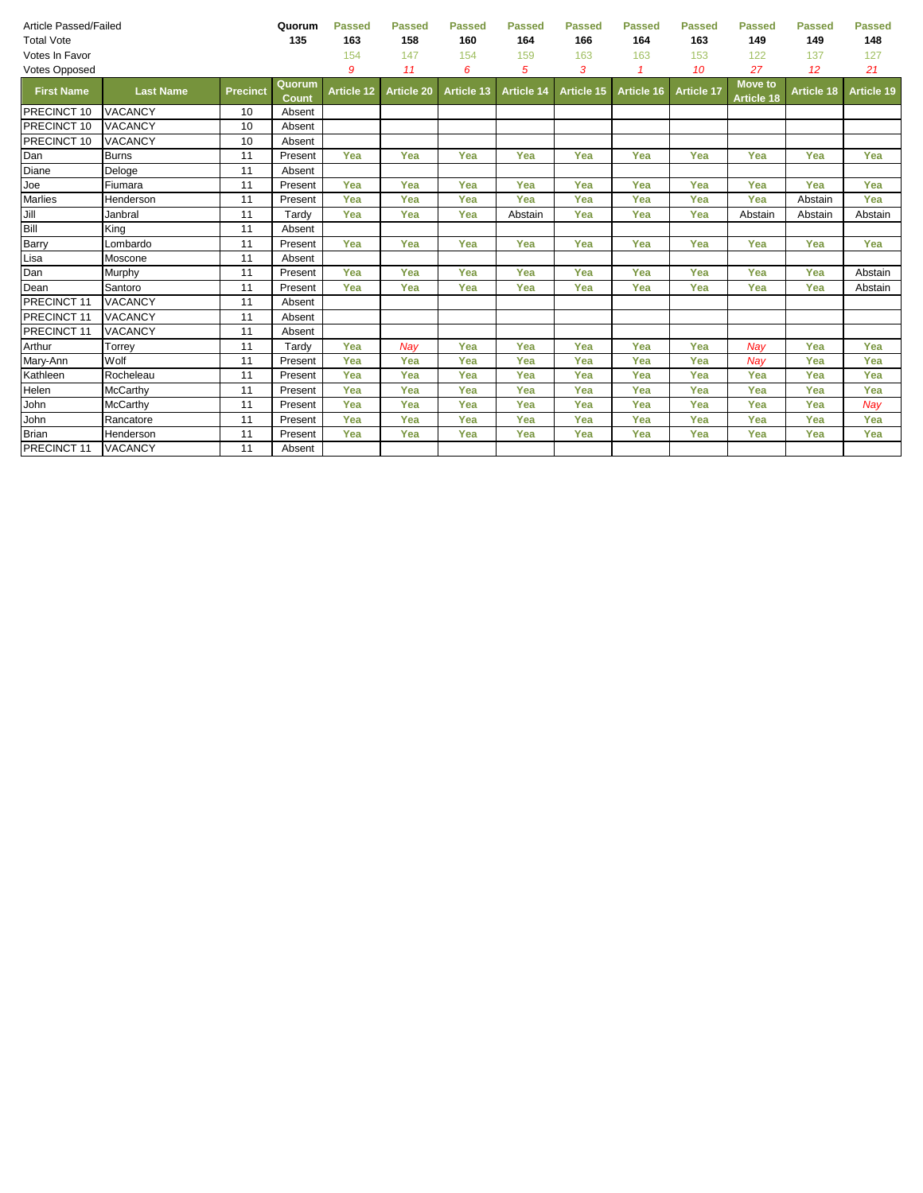| | | | Quorum | Passed | Passed | Passed | Passed | Passed | Passed | Passed | Passed | Passed | Passed |
|---|---|---|---|---|---|---|---|---|---|---|---|---|---|
| Article Passed/Failed | | | Quorum | Passed | Passed | Passed | Passed | Passed | Passed | Passed | Passed | Passed | Passed |
| Total Vote | | | 135 | 163 | 158 | 160 | 164 | 166 | 164 | 163 | 149 | 149 | 148 |
| Votes In Favor | | | | 154 | 147 | 154 | 159 | 163 | 163 | 153 | 122 | 137 | 127 |
| Votes Opposed | | | | 9 | 11 | 6 | 5 | 3 | 1 | 10 | 27 | 12 | 21 |
| **First Name** | **Last Name** | **Precinct** | **Quorum Count** | **Article 12** | **Article 20** | **Article 13** | **Article 14** | **Article 15** | **Article 16** | **Article 17** | **Move to Article 18** | **Article 18** | **Article 19** |
| PRECINCT 10 | VACANCY | 10 | Absent | | | | | | | | | | |
| PRECINCT 10 | VACANCY | 10 | Absent | | | | | | | | | | |
| PRECINCT 10 | VACANCY | 10 | Absent | | | | | | | | | | |
| Dan | Burns | 11 | Present | Yea | Yea | Yea | Yea | Yea | Yea | Yea | Yea | Yea | Yea |
| Diane | Deloge | 11 | Absent | | | | | | | | | | |
| Joe | Fiumara | 11 | Present | Yea | Yea | Yea | Yea | Yea | Yea | Yea | Yea | Yea | Yea |
| Marlies | Henderson | 11 | Present | Yea | Yea | Yea | Yea | Yea | Yea | Yea | Yea | Abstain | Yea |
| Jill | Janbral | 11 | Tardy | Yea | Yea | Yea | Abstain | Yea | Yea | Yea | Abstain | Abstain | Abstain |
| Bill | King | 11 | Absent | | | | | | | | | | |
| Barry | Lombardo | 11 | Present | Yea | Yea | Yea | Yea | Yea | Yea | Yea | Yea | Yea | Yea |
| Lisa | Moscone | 11 | Absent | | | | | | | | | | |
| Dan | Murphy | 11 | Present | Yea | Yea | Yea | Yea | Yea | Yea | Yea | Yea | Yea | Abstain |
| Dean | Santoro | 11 | Present | Yea | Yea | Yea | Yea | Yea | Yea | Yea | Yea | Yea | Abstain |
| PRECINCT 11 | VACANCY | 11 | Absent | | | | | | | | | | |
| PRECINCT 11 | VACANCY | 11 | Absent | | | | | | | | | | |
| PRECINCT 11 | VACANCY | 11 | Absent | | | | | | | | | | |
| Arthur | Torrey | 11 | Tardy | Yea | Nay | Yea | Yea | Yea | Yea | Yea | Nay | Yea | Yea |
| Mary-Ann | Wolf | 11 | Present | Yea | Yea | Yea | Yea | Yea | Yea | Yea | Nay | Yea | Yea |
| Kathleen | Rocheleau | 11 | Present | Yea | Yea | Yea | Yea | Yea | Yea | Yea | Yea | Yea | Yea |
| Helen | McCarthy | 11 | Present | Yea | Yea | Yea | Yea | Yea | Yea | Yea | Yea | Yea | Yea |
| John | McCarthy | 11 | Present | Yea | Yea | Yea | Yea | Yea | Yea | Yea | Yea | Yea | Nay |
| John | Rancatore | 11 | Present | Yea | Yea | Yea | Yea | Yea | Yea | Yea | Yea | Yea | Yea |
| Brian | Henderson | 11 | Present | Yea | Yea | Yea | Yea | Yea | Yea | Yea | Yea | Yea | Yea |
| PRECINCT 11 | VACANCY | 11 | Absent | | | | | | | | | | |